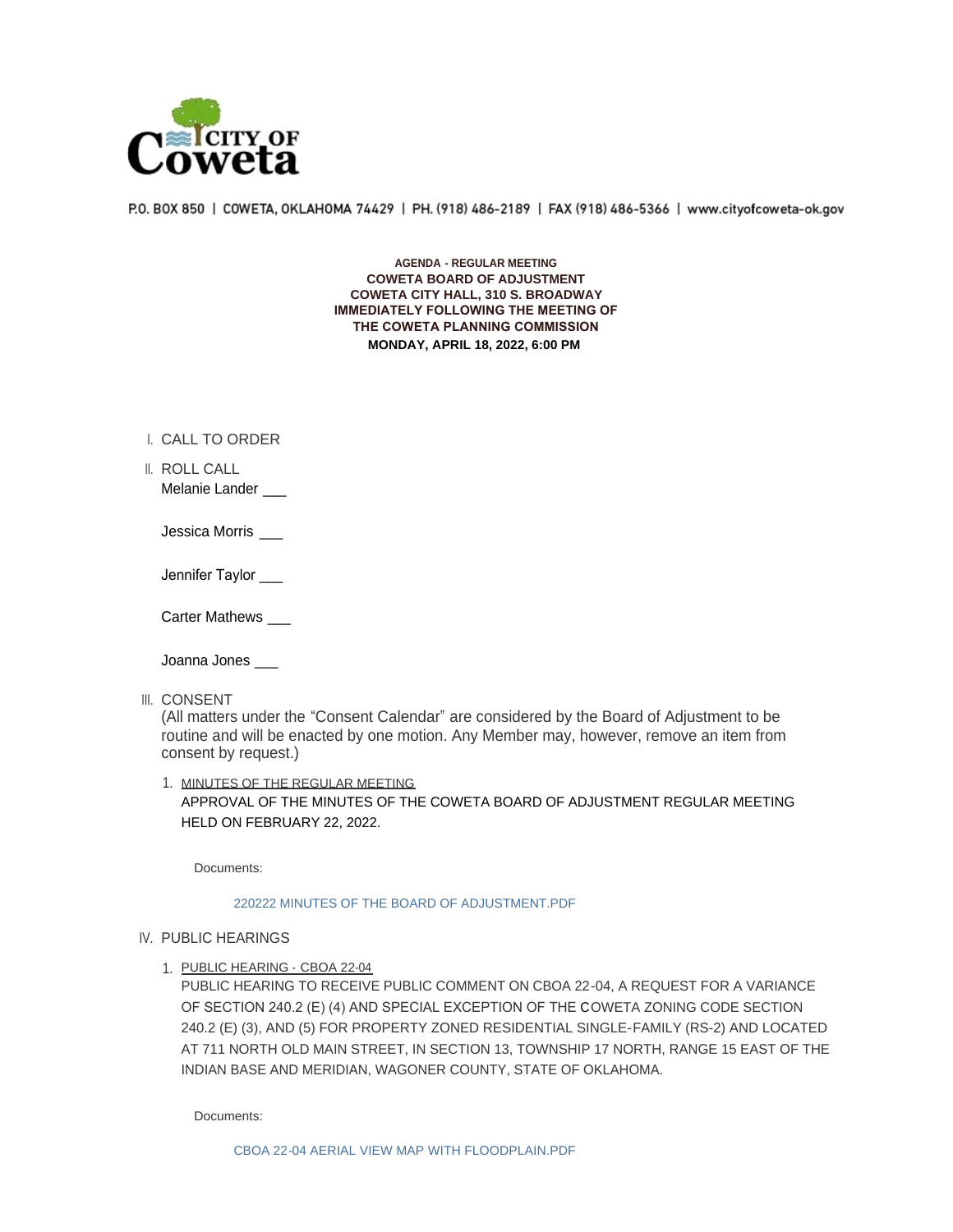P.O. BOX 850 | COWETA, OKLAHOMA 74429 | PH. (918) 486-2189 | FAX (918) 486-5366 | www.cityofcoweta-ok.gov

**AGENDA - REGULAR MEETING**
**COWETA BOARD OF ADJUSTMENT**
**COWETA CITY HALL, 310 S. BROADWAY**
**IMMEDIATELY FOLLOWING THE MEETING OF**
**THE COWETA PLANNING COMMISSION**
**MONDAY, APRIL 18, 2022, 6:00 PM**

I. CALL TO ORDER

II. ROLL CALL

Melanie Lander ___

Jessica Morris ___

Jennifer Taylor ___

Carter Mathews ___

Joanna Jones ___

III. CONSENT

(All matters under the "Consent Calendar" are considered by the Board of Adjustment to be routine and will be enacted by one motion. Any Member may, however, remove an item from consent by request.)

1. MINUTES OF THE REGULAR MEETING

   APPROVAL OF THE MINUTES OF THE COWETA BOARD OF ADJUSTMENT REGULAR MEETING HELD ON FEBRUARY 22, 2022.

   Documents:

   220222 MINUTES OF THE BOARD OF ADJUSTMENT.PDF

IV. PUBLIC HEARINGS

1. PUBLIC HEARING - CBOA 22-04

   PUBLIC HEARING TO RECEIVE PUBLIC COMMENT ON CBOA 22-04, A REQUEST FOR A VARIANCE OF SECTION 240.2 (E) (4) AND SPECIAL EXCEPTION OF THE COWETA ZONING CODE SECTION 240.2 (E) (3), AND (5) FOR PROPERTY ZONED RESIDENTIAL SINGLE-FAMILY (RS-2) AND LOCATED AT 711 NORTH OLD MAIN STREET, IN SECTION 13, TOWNSHIP 17 NORTH, RANGE 15 EAST OF THE INDIAN BASE AND MERIDIAN, WAGONER COUNTY, STATE OF OKLAHOMA.

   Documents:

   CBOA 22-04 AERIAL VIEW MAP WITH FLOODPLAIN.PDF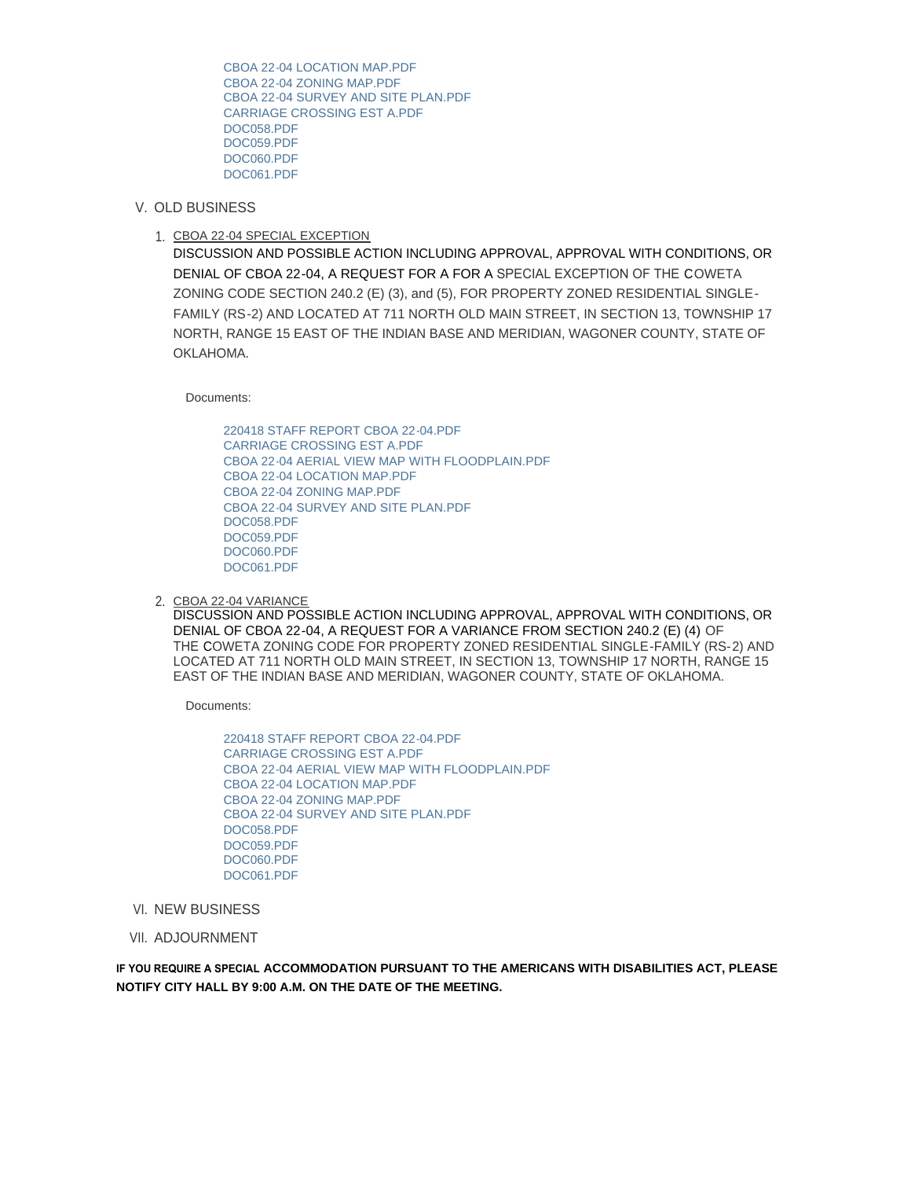CBOA 22-04 LOCATION MAP.PDF
CBOA 22-04 ZONING MAP.PDF
CBOA 22-04 SURVEY AND SITE PLAN.PDF
CARRIAGE CROSSING EST A.PDF
DOC058.PDF
DOC059.PDF
DOC060.PDF
DOC061.PDF

V. OLD BUSINESS

1. CBOA 22-04 SPECIAL EXCEPTION

   DISCUSSION AND POSSIBLE ACTION INCLUDING APPROVAL, APPROVAL WITH CONDITIONS, OR DENIAL OF CBOA 22-04, A REQUEST FOR A FOR A SPECIAL EXCEPTION OF THE COWETA ZONING CODE SECTION 240.2 (E) (3), and (5), FOR PROPERTY ZONED RESIDENTIAL SINGLE-FAMILY (RS-2) AND LOCATED AT 711 NORTH OLD MAIN STREET, IN SECTION 13, TOWNSHIP 17 NORTH, RANGE 15 EAST OF THE INDIAN BASE AND MERIDIAN, WAGONER COUNTY, STATE OF OKLAHOMA.

   Documents:

   220418 STAFF REPORT CBOA 22-04.PDF
   CARRIAGE CROSSING EST A.PDF
   CBOA 22-04 AERIAL VIEW MAP WITH FLOODPLAIN.PDF
   CBOA 22-04 LOCATION MAP.PDF
   CBOA 22-04 ZONING MAP.PDF
   CBOA 22-04 SURVEY AND SITE PLAN.PDF
   DOC058.PDF
   DOC059.PDF
   DOC060.PDF
   DOC061.PDF

2. CBOA 22-04 VARIANCE

   DISCUSSION AND POSSIBLE ACTION INCLUDING APPROVAL, APPROVAL WITH CONDITIONS, OR DENIAL OF CBOA 22-04, A REQUEST FOR A VARIANCE FROM SECTION 240.2 (E) (4) OF THE COWETA ZONING CODE FOR PROPERTY ZONED RESIDENTIAL SINGLE-FAMILY (RS-2) AND LOCATED AT 711 NORTH OLD MAIN STREET, IN SECTION 13, TOWNSHIP 17 NORTH, RANGE 15 EAST OF THE INDIAN BASE AND MERIDIAN, WAGONER COUNTY, STATE OF OKLAHOMA.

   Documents:

   220418 STAFF REPORT CBOA 22-04.PDF
   CARRIAGE CROSSING EST A.PDF
   CBOA 22-04 AERIAL VIEW MAP WITH FLOODPLAIN.PDF
   CBOA 22-04 LOCATION MAP.PDF
   CBOA 22-04 ZONING MAP.PDF
   CBOA 22-04 SURVEY AND SITE PLAN.PDF
   DOC058.PDF
   DOC059.PDF
   DOC060.PDF
   DOC061.PDF

VI. NEW BUSINESS

VII. ADJOURNMENT

**IF YOU REQUIRE A SPECIAL ACCOMMODATION PURSUANT TO THE AMERICANS WITH DISABILITIES ACT, PLEASE NOTIFY CITY HALL BY 9:00 A.M. ON THE DATE OF THE MEETING.**